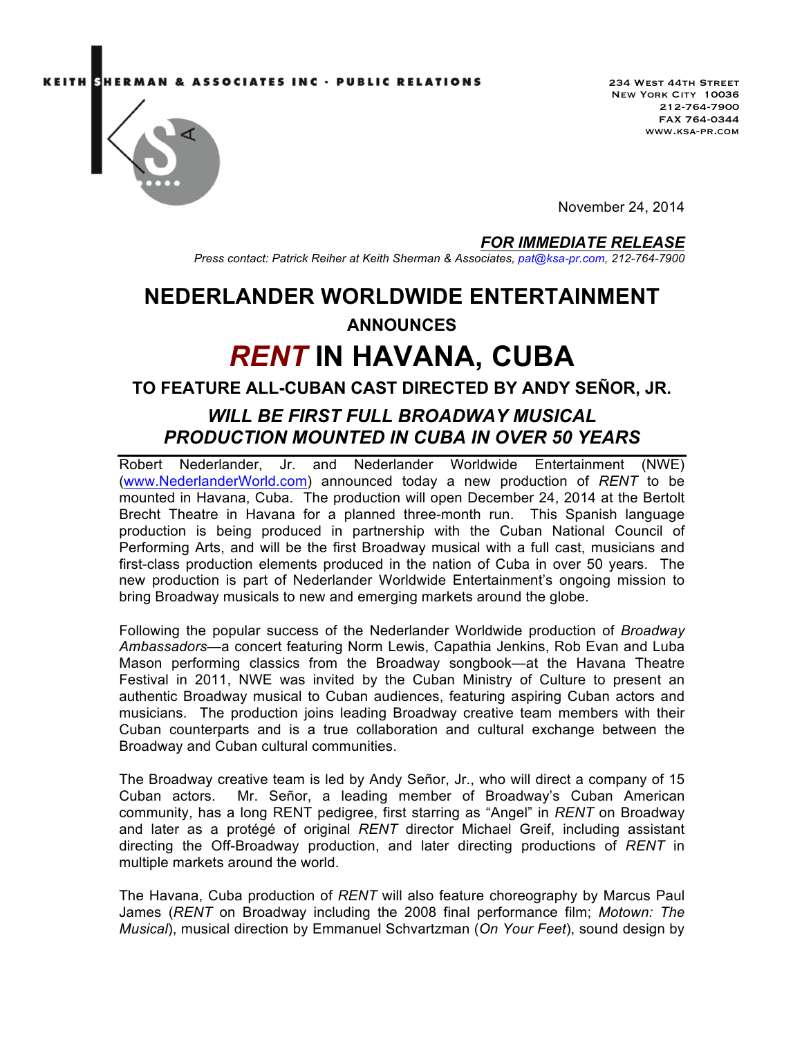KEITH SHERMAN & ASSOCIATES INC · PUBLIC RELATIONS

234 West 44th Street
New York City 10036
212-764-7900
FAX 764-0344
www.ksa-pr.com

November 24, 2014

***FOR IMMEDIATE RELEASE***

*Press contact: Patrick Reiher at Keith Sherman & Associates, pat@ksa-pr.com, 212-764-7900*

# NEDERLANDER WORLDWIDE ENTERTAINMENT

## ANNOUNCES

# *RENT* IN HAVANA, CUBA

## TO FEATURE ALL-CUBAN CAST DIRECTED BY ANDY SEÑOR, JR.

## *WILL BE FIRST FULL BROADWAY MUSICAL PRODUCTION MOUNTED IN CUBA IN OVER 50 YEARS*

Robert Nederlander, Jr. and Nederlander Worldwide Entertainment (NWE) (www.NederlanderWorld.com) announced today a new production of *RENT* to be mounted in Havana, Cuba. The production will open December 24, 2014 at the Bertolt Brecht Theatre in Havana for a planned three-month run. This Spanish language production is being produced in partnership with the Cuban National Council of Performing Arts, and will be the first Broadway musical with a full cast, musicians and first-class production elements produced in the nation of Cuba in over 50 years. The new production is part of Nederlander Worldwide Entertainment's ongoing mission to bring Broadway musicals to new and emerging markets around the globe.

Following the popular success of the Nederlander Worldwide production of *Broadway Ambassadors*—a concert featuring Norm Lewis, Capathia Jenkins, Rob Evan and Luba Mason performing classics from the Broadway songbook—at the Havana Theatre Festival in 2011, NWE was invited by the Cuban Ministry of Culture to present an authentic Broadway musical to Cuban audiences, featuring aspiring Cuban actors and musicians. The production joins leading Broadway creative team members with their Cuban counterparts and is a true collaboration and cultural exchange between the Broadway and Cuban cultural communities.

The Broadway creative team is led by Andy Señor, Jr., who will direct a company of 15 Cuban actors. Mr. Señor, a leading member of Broadway's Cuban American community, has a long RENT pedigree, first starring as "Angel" in *RENT* on Broadway and later as a protégé of original *RENT* director Michael Greif, including assistant directing the Off-Broadway production, and later directing productions of *RENT* in multiple markets around the world.

The Havana, Cuba production of *RENT* will also feature choreography by Marcus Paul James (*RENT* on Broadway including the 2008 final performance film; *Motown: The Musical*), musical direction by Emmanuel Schvartzman (*On Your Feet*), sound design by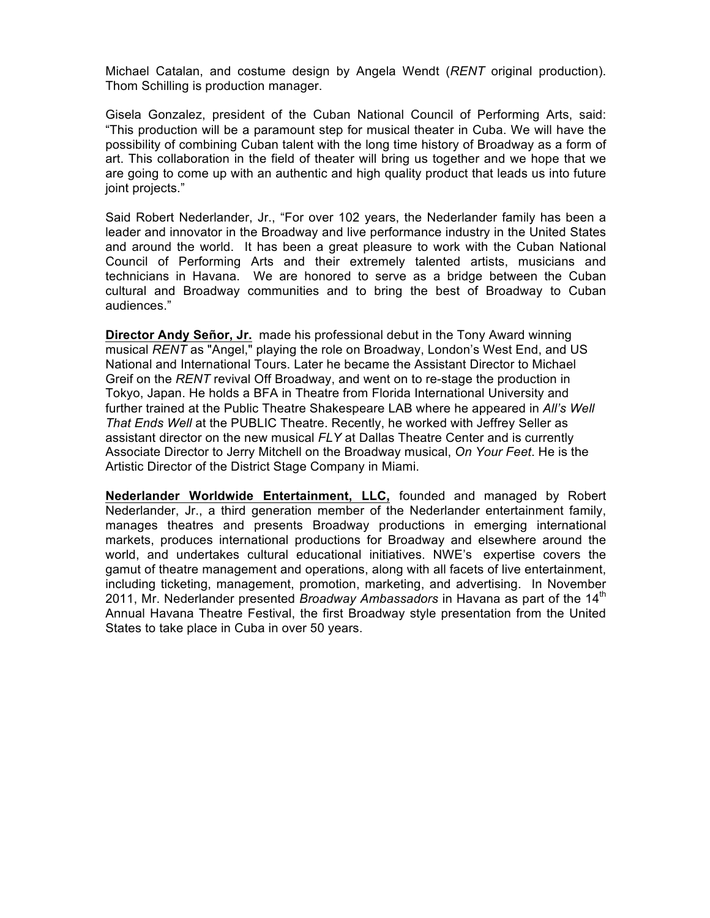Michael Catalan, and costume design by Angela Wendt (*RENT* original production). Thom Schilling is production manager.

Gisela Gonzalez, president of the Cuban National Council of Performing Arts, said: "This production will be a paramount step for musical theater in Cuba. We will have the possibility of combining Cuban talent with the long time history of Broadway as a form of art. This collaboration in the field of theater will bring us together and we hope that we are going to come up with an authentic and high quality product that leads us into future joint projects."

Said Robert Nederlander, Jr., "For over 102 years, the Nederlander family has been a leader and innovator in the Broadway and live performance industry in the United States and around the world. It has been a great pleasure to work with the Cuban National Council of Performing Arts and their extremely talented artists, musicians and technicians in Havana. We are honored to serve as a bridge between the Cuban cultural and Broadway communities and to bring the best of Broadway to Cuban audiences."

**Director Andy Señor, Jr.** made his professional debut in the Tony Award winning musical *RENT* as "Angel," playing the role on Broadway, London's West End, and US National and International Tours. Later he became the Assistant Director to Michael Greif on the *RENT* revival Off Broadway, and went on to re-stage the production in Tokyo, Japan. He holds a BFA in Theatre from Florida International University and further trained at the Public Theatre Shakespeare LAB where he appeared in *All's Well That Ends Well* at the PUBLIC Theatre. Recently, he worked with Jeffrey Seller as assistant director on the new musical *FLY* at Dallas Theatre Center and is currently Associate Director to Jerry Mitchell on the Broadway musical, *On Your Feet*. He is the Artistic Director of the District Stage Company in Miami.

**Nederlander Worldwide Entertainment, LLC,** founded and managed by Robert Nederlander, Jr., a third generation member of the Nederlander entertainment family, manages theatres and presents Broadway productions in emerging international markets, produces international productions for Broadway and elsewhere around the world, and undertakes cultural educational initiatives. NWE's expertise covers the gamut of theatre management and operations, along with all facets of live entertainment, including ticketing, management, promotion, marketing, and advertising. In November 2011, Mr. Nederlander presented *Broadway Ambassadors* in Havana as part of the 14th Annual Havana Theatre Festival, the first Broadway style presentation from the United States to take place in Cuba in over 50 years.